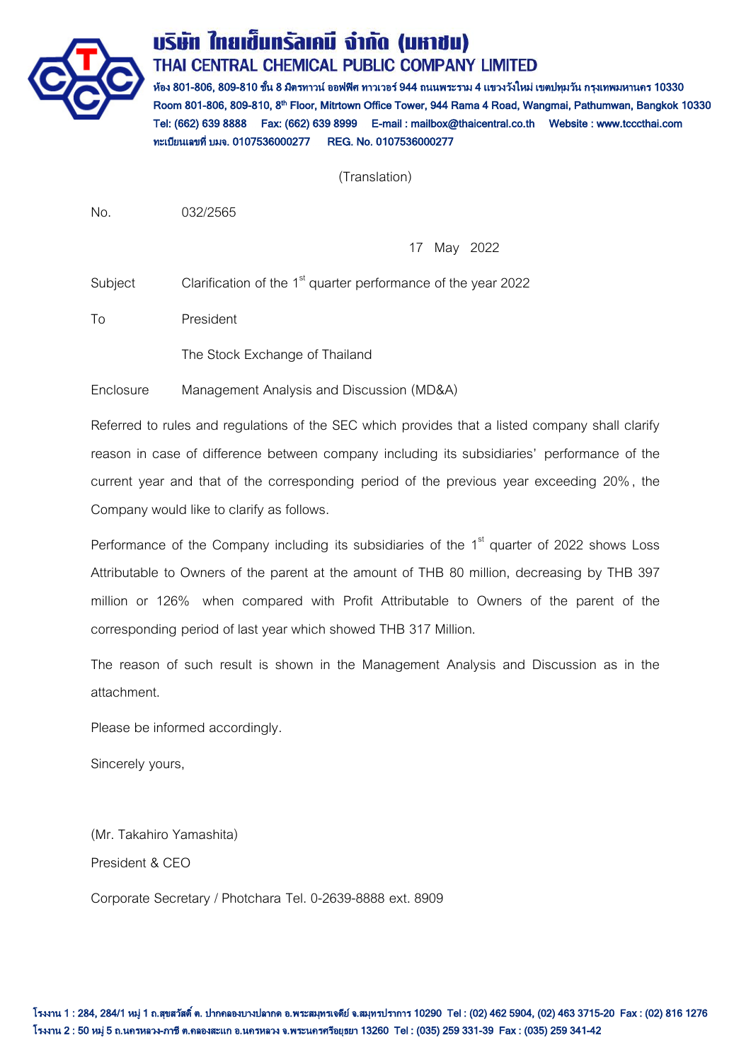# บริษัท ไทยเซ็นทรัลเคมี จำกัด (มหาชน)

## THAI CENTRAL CHEMICAL PUBLIC COMPANY LIMITED

ห้อง 801-806, 809-810 ชั้น 8 มิตรทาวน์ ออฟฟิศ ทาวเวอร์ 944 ถนนพระราม 4 แขวงวังใหม่ เขตปทุมวัน กรุงเทพมหานคร 10330
Room 801-806, 809-810, 8th Floor, Mitrtown Office Tower, 944 Rama 4 Road, Wangmai, Pathumwan, Bangkok 10330
Tel: (662) 639 8888 Fax: (662) 639 8999 E-mail : mailbox@thaicentral.co.th Website : www.tcccthai.com
ทะเบียนเลขที่ บมจ. 0107536000277 REG. No. 0107536000277

(Translation)

No. 032/2565

17 May 2022

Subject Clarification of the 1st quarter performance of the year 2022

To President

The Stock Exchange of Thailand

Enclosure Management Analysis and Discussion (MD&A)

Referred to rules and regulations of the SEC which provides that a listed company shall clarify reason in case of difference between company including its subsidiaries' performance of the current year and that of the corresponding period of the previous year exceeding 20%, the Company would like to clarify as follows.

Performance of the Company including its subsidiaries of the 1st quarter of 2022 shows Loss Attributable to Owners of the parent at the amount of THB 80 million, decreasing by THB 397 million or 126% when compared with Profit Attributable to Owners of the parent of the corresponding period of last year which showed THB 317 Million.

The reason of such result is shown in the Management Analysis and Discussion as in the attachment.

Please be informed accordingly.

Sincerely yours,

(Mr. Takahiro Yamashita)

President & CEO

Corporate Secretary / Photchara Tel. 0-2639-8888 ext. 8909

โรงงาน 1 : 284, 284/1 หมู่ 1 ถ.สุขสวัสดิ์ ต. ปากคลองบางปลากด อ.พระสมุทรเจดีย์ จ.สมุทรปราการ 10290 Tel : (02) 462 5904, (02) 463 3715-20 Fax : (02) 816 1276
โรงงาน 2 : 50 หมู่ 5 ถ.นครหลวง-ภาชี ต.คลองสะแก อ.นครหลวง จ.พระนครศรีอยุธยา 13260 Tel : (035) 259 331-39 Fax : (035) 259 341-42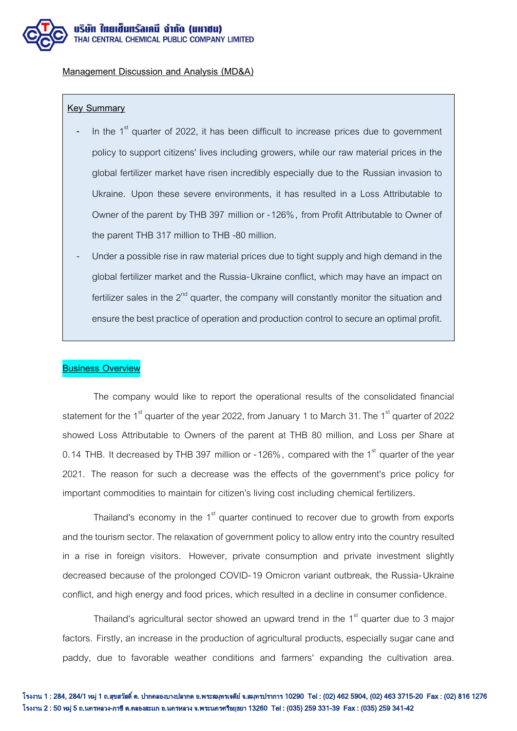## Management Discussion and Analysis (MD&A)

**Key Summary**

- In the 1st quarter of 2022, it has been difficult to increase prices due to government policy to support citizens' lives including growers, while our raw material prices in the global fertilizer market have risen incredibly especially due to the Russian invasion to Ukraine. Upon these severe environments, it has resulted in a Loss Attributable to Owner of the parent by THB 397 million or -126%, from Profit Attributable to Owner of the parent THB 317 million to THB -80 million.
- Under a possible rise in raw material prices due to tight supply and high demand in the global fertilizer market and the Russia-Ukraine conflict, which may have an impact on fertilizer sales in the 2nd quarter, the company will constantly monitor the situation and ensure the best practice of operation and production control to secure an optimal profit.

## Business Overview

The company would like to report the operational results of the consolidated financial statement for the 1st quarter of the year 2022, from January 1 to March 31. The 1st quarter of 2022 showed Loss Attributable to Owners of the parent at THB 80 million, and Loss per Share at 0.14 THB. It decreased by THB 397 million or -126%, compared with the 1st quarter of the year 2021. The reason for such a decrease was the effects of the government's price policy for important commodities to maintain for citizen's living cost including chemical fertilizers.

Thailand's economy in the 1st quarter continued to recover due to growth from exports and the tourism sector. The relaxation of government policy to allow entry into the country resulted in a rise in foreign visitors. However, private consumption and private investment slightly decreased because of the prolonged COVID-19 Omicron variant outbreak, the Russia-Ukraine conflict, and high energy and food prices, which resulted in a decline in consumer confidence.

Thailand's agricultural sector showed an upward trend in the 1st quarter due to 3 major factors. Firstly, an increase in the production of agricultural products, especially sugar cane and paddy, due to favorable weather conditions and farmers' expanding the cultivation area.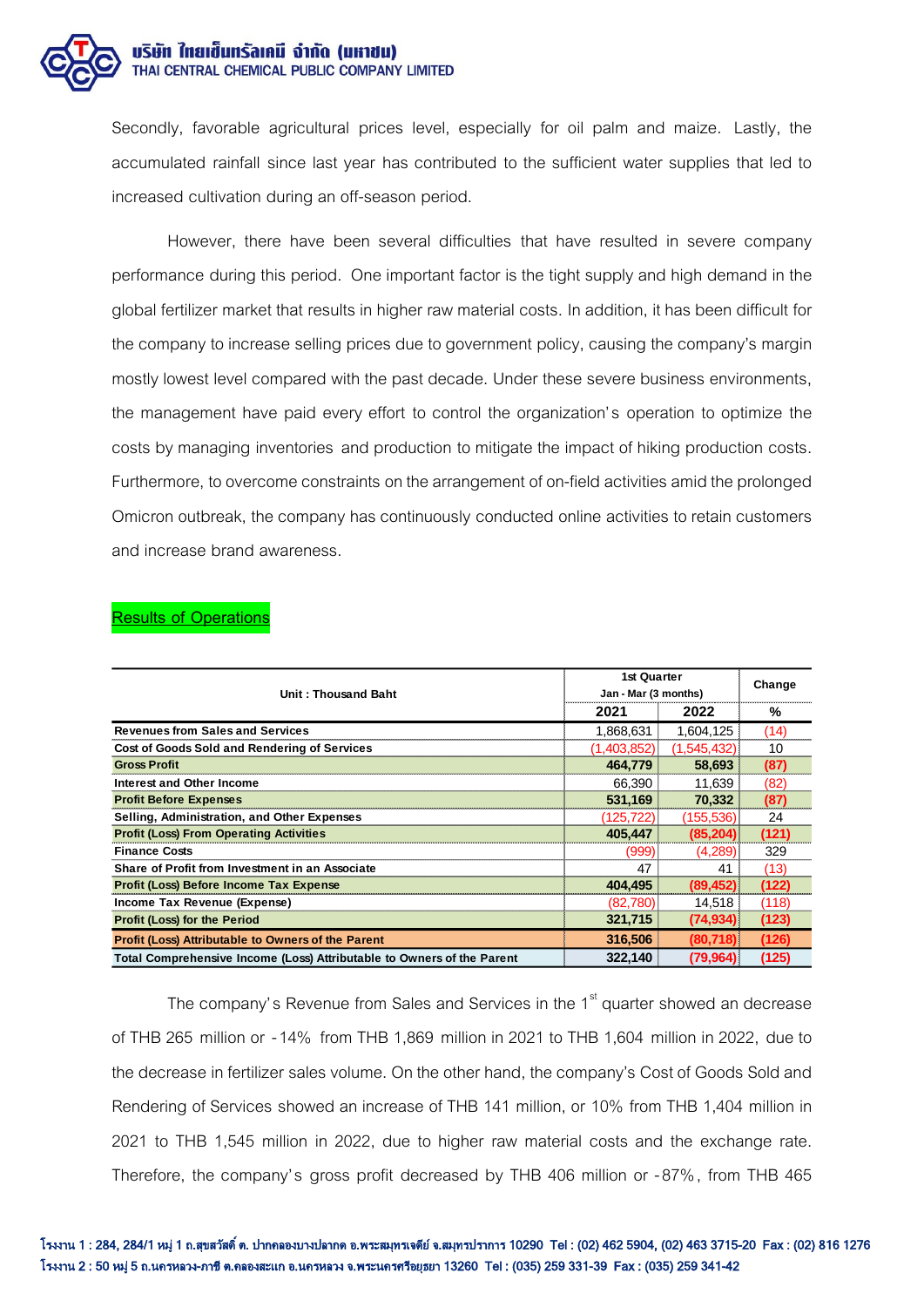Secondly, favorable agricultural prices level, especially for oil palm and maize. Lastly, the accumulated rainfall since last year has contributed to the sufficient water supplies that led to increased cultivation during an off-season period.

However, there have been several difficulties that have resulted in severe company performance during this period. One important factor is the tight supply and high demand in the global fertilizer market that results in higher raw material costs. In addition, it has been difficult for the company to increase selling prices due to government policy, causing the company's margin mostly lowest level compared with the past decade. Under these severe business environments, the management have paid every effort to control the organization's operation to optimize the costs by managing inventories and production to mitigate the impact of hiking production costs. Furthermore, to overcome constraints on the arrangement of on-field activities amid the prolonged Omicron outbreak, the company has continuously conducted online activities to retain customers and increase brand awareness.

## Results of Operations

| Unit : Thousand Baht | 1st Quarter Jan - Mar (3 months) | | Change |
|---|---|---|---|
| | 2021 | 2022 | % |
| Revenues from Sales and Services | 1,868,631 | 1,604,125 | (14) |
| Cost of Goods Sold and Rendering of Services | (1,403,852) | (1,545,432) | 10 |
| **Gross Profit** | **464,779** | **58,693** | **(87)** |
| Interest and Other Income | 66,390 | 11,639 | (82) |
| **Profit Before Expenses** | **531,169** | **70,332** | **(87)** |
| Selling, Administration, and Other Expenses | (125,722) | (155,536) | 24 |
| **Profit (Loss) From Operating Activities** | **405,447** | **(85,204)** | **(121)** |
| Finance Costs | (999) | (4,289) | 329 |
| Share of Profit from Investment in an Associate | 47 | 41 | (13) |
| **Profit (Loss) Before Income Tax Expense** | **404,495** | **(89,452)** | **(122)** |
| Income Tax Revenue (Expense) | (82,780) | 14,518 | (118) |
| **Profit (Loss) for the Period** | **321,715** | **(74,934)** | **(123)** |
| **Profit (Loss) Attributable to Owners of the Parent** | **316,506** | **(80,718)** | **(126)** |
| **Total Comprehensive Income (Loss) Attributable to Owners of the Parent** | **322,140** | **(79,964)** | **(125)** |

The company's Revenue from Sales and Services in the 1st quarter showed an decrease of THB 265 million or -14% from THB 1,869 million in 2021 to THB 1,604 million in 2022, due to the decrease in fertilizer sales volume. On the other hand, the company's Cost of Goods Sold and Rendering of Services showed an increase of THB 141 million, or 10% from THB 1,404 million in 2021 to THB 1,545 million in 2022, due to higher raw material costs and the exchange rate. Therefore, the company's gross profit decreased by THB 406 million or -87%, from THB 465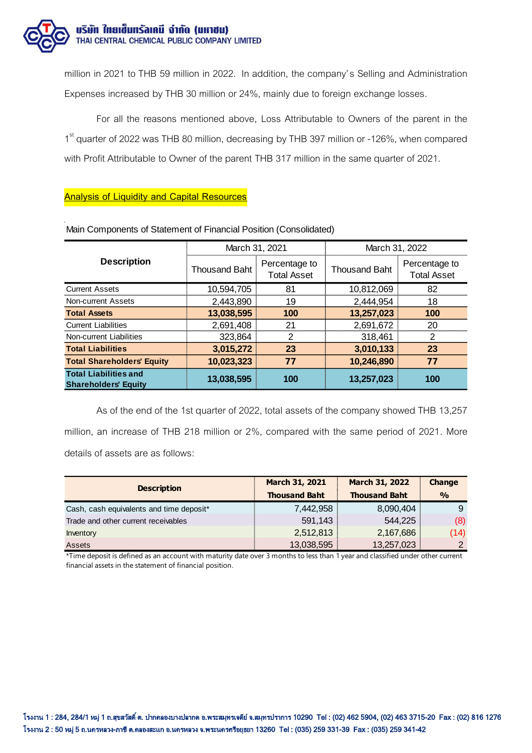million in 2021 to THB 59 million in 2022. In addition, the company's Selling and Administration Expenses increased by THB 30 million or 24%, mainly due to foreign exchange losses.

For all the reasons mentioned above, Loss Attributable to Owners of the parent in the 1st quarter of 2022 was THB 80 million, decreasing by THB 397 million or -126%, when compared with Profit Attributable to Owner of the parent THB 317 million in the same quarter of 2021.

## Analysis of Liquidity and Capital Resources

Main Components of Statement of Financial Position (Consolidated)

| Description | March 31, 2021 | | March 31, 2022 | |
|---|---|---|---|---|
| | Thousand Baht | Percentage to Total Asset | Thousand Baht | Percentage to Total Asset |
| Current Assets | 10,594,705 | 81 | 10,812,069 | 82 |
| Non-current Assets | 2,443,890 | 19 | 2,444,954 | 18 |
| **Total Assets** | **13,038,595** | **100** | **13,257,023** | **100** |
| Current Liabilities | 2,691,408 | 21 | 2,691,672 | 20 |
| Non-current Liabilities | 323,864 | 2 | 318,461 | 2 |
| **Total Liabilities** | **3,015,272** | **23** | **3,010,133** | **23** |
| **Total Shareholders' Equity** | **10,023,323** | **77** | **10,246,890** | **77** |
| **Total Liabilities and Shareholders' Equity** | **13,038,595** | **100** | **13,257,023** | **100** |

As of the end of the 1st quarter of 2022, total assets of the company showed THB 13,257 million, an increase of THB 218 million or 2%, compared with the same period of 2021. More details of assets are as follows:

| Description | March 31, 2021 Thousand Baht | March 31, 2022 Thousand Baht | Change % |
|---|---|---|---|
| Cash, cash equivalents and time deposit* | 7,442,958 | 8,090,404 | 9 |
| Trade and other current receivables | 591,143 | 544,225 | (8) |
| Inventory | 2,512,813 | 2,167,686 | (14) |
| Assets | 13,038,595 | 13,257,023 | 2 |

*Time deposit is defined as an account with maturity date over 3 months to less than 1 year and classified under other current financial assets in the statement of financial position.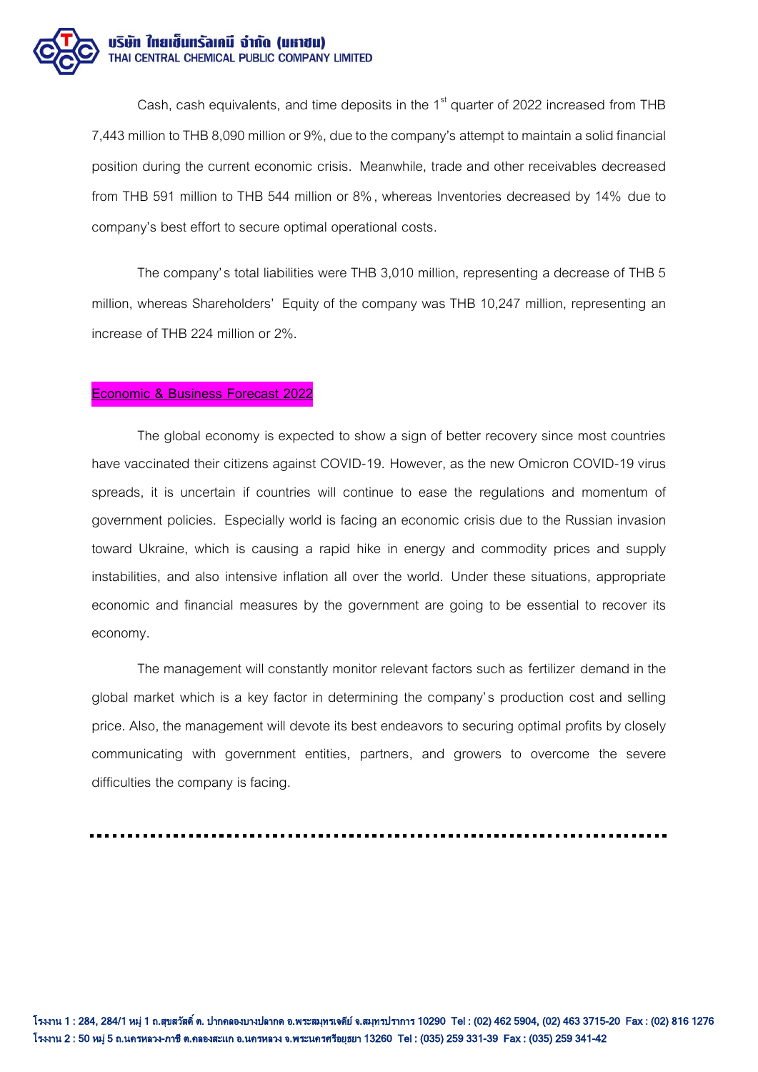Cash, cash equivalents, and time deposits in the 1st quarter of 2022 increased from THB 7,443 million to THB 8,090 million or 9%, due to the company's attempt to maintain a solid financial position during the current economic crisis. Meanwhile, trade and other receivables decreased from THB 591 million to THB 544 million or 8%, whereas Inventories decreased by 14% due to company's best effort to secure optimal operational costs.

The company's total liabilities were THB 3,010 million, representing a decrease of THB 5 million, whereas Shareholders' Equity of the company was THB 10,247 million, representing an increase of THB 224 million or 2%.

## Economic & Business Forecast 2022

The global economy is expected to show a sign of better recovery since most countries have vaccinated their citizens against COVID-19. However, as the new Omicron COVID-19 virus spreads, it is uncertain if countries will continue to ease the regulations and momentum of government policies. Especially world is facing an economic crisis due to the Russian invasion toward Ukraine, which is causing a rapid hike in energy and commodity prices and supply instabilities, and also intensive inflation all over the world. Under these situations, appropriate economic and financial measures by the government are going to be essential to recover its economy.

The management will constantly monitor relevant factors such as fertilizer demand in the global market which is a key factor in determining the company's production cost and selling price. Also, the management will devote its best endeavors to securing optimal profits by closely communicating with government entities, partners, and growers to overcome the severe difficulties the company is facing.